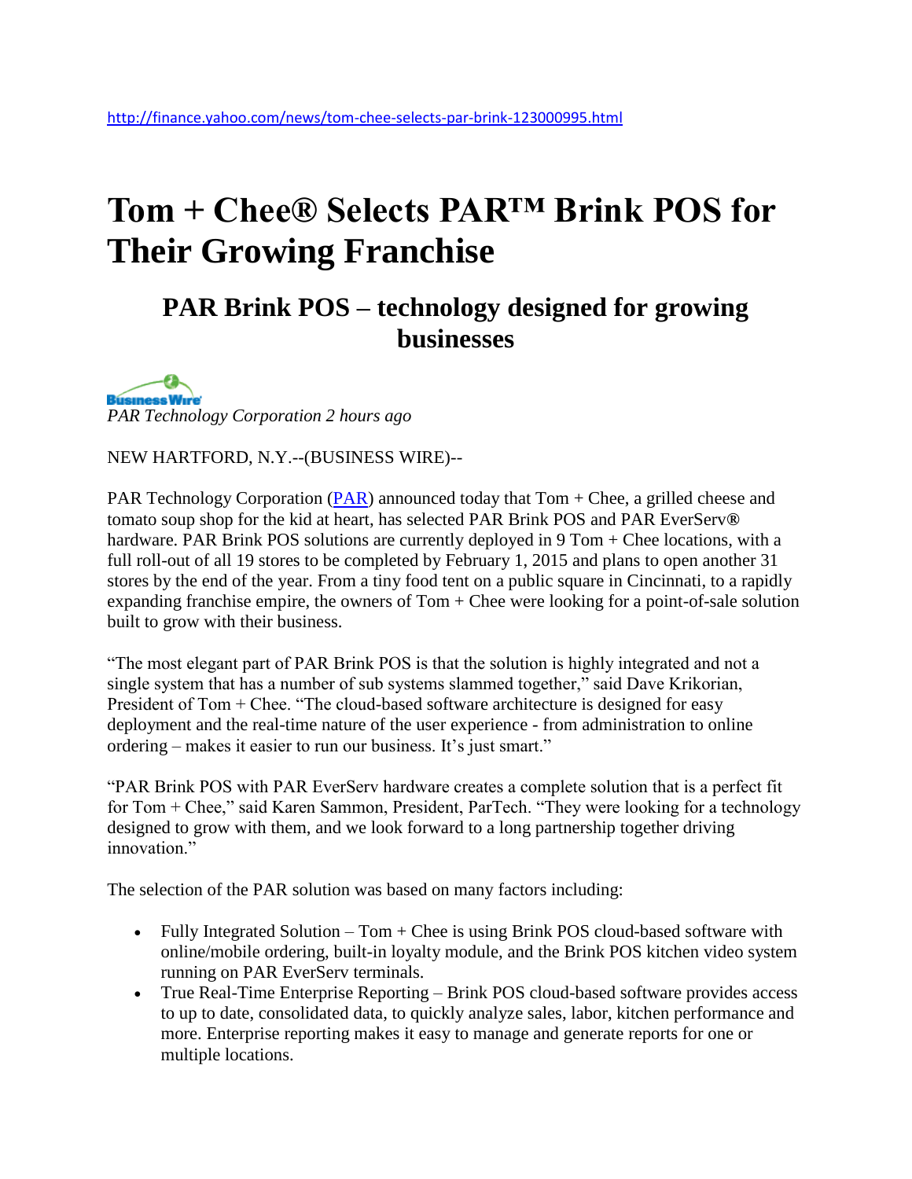http://finance.yahoo.com/news/tom-chee-selects-par-brink-123000995.html

# Tom + Chee® Selects PAR™ Brink POS for Their Growing Franchise

## PAR Brink POS – technology designed for growing businesses

Business Wire
*PAR Technology Corporation 2 hours ago*

NEW HARTFORD, N.Y.--(BUSINESS WIRE)--

PAR Technology Corporation (PAR) announced today that Tom + Chee, a grilled cheese and tomato soup shop for the kid at heart, has selected PAR Brink POS and PAR EverServ**®** hardware. PAR Brink POS solutions are currently deployed in 9 Tom + Chee locations, with a full roll-out of all 19 stores to be completed by February 1, 2015 and plans to open another 31 stores by the end of the year. From a tiny food tent on a public square in Cincinnati, to a rapidly expanding franchise empire, the owners of Tom + Chee were looking for a point-of-sale solution built to grow with their business.

"The most elegant part of PAR Brink POS is that the solution is highly integrated and not a single system that has a number of sub systems slammed together," said Dave Krikorian, President of Tom + Chee. "The cloud-based software architecture is designed for easy deployment and the real-time nature of the user experience - from administration to online ordering – makes it easier to run our business. It's just smart."

"PAR Brink POS with PAR EverServ hardware creates a complete solution that is a perfect fit for Tom + Chee," said Karen Sammon, President, ParTech. "They were looking for a technology designed to grow with them, and we look forward to a long partnership together driving innovation."

The selection of the PAR solution was based on many factors including:

- Fully Integrated Solution – Tom + Chee is using Brink POS cloud-based software with online/mobile ordering, built-in loyalty module, and the Brink POS kitchen video system running on PAR EverServ terminals.
- True Real-Time Enterprise Reporting – Brink POS cloud-based software provides access to up to date, consolidated data, to quickly analyze sales, labor, kitchen performance and more. Enterprise reporting makes it easy to manage and generate reports for one or multiple locations.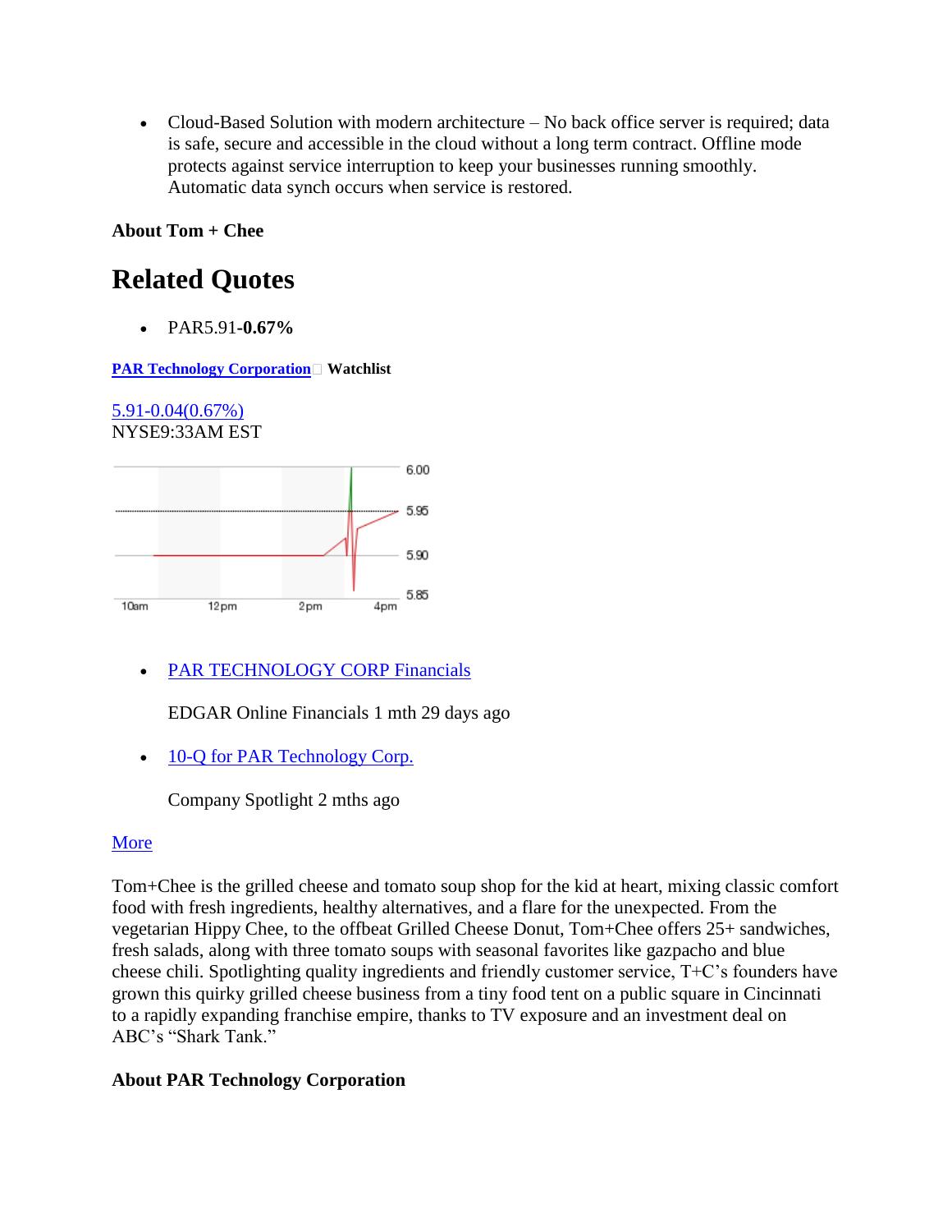- Cloud-Based Solution with modern architecture – No back office server is required; data is safe, secure and accessible in the cloud without a long term contract. Offline mode protects against service interruption to keep your businesses running smoothly. Automatic data synch occurs when service is restored.

**About Tom + Chee**

# Related Quotes

- PAR5.91**-0.67%**

**[PAR Technology Corporation](#)** **Watchlist**

[5.91-0.04(0.67%)](#)
NYSE9:33AM EST

- [PAR TECHNOLOGY CORP Financials](#)

  EDGAR Online Financials 1 mth 29 days ago

- [10-Q for PAR Technology Corp.](#)

  Company Spotlight 2 mths ago

[More](#)

Tom+Chee is the grilled cheese and tomato soup shop for the kid at heart, mixing classic comfort food with fresh ingredients, healthy alternatives, and a flare for the unexpected. From the vegetarian Hippy Chee, to the offbeat Grilled Cheese Donut, Tom+Chee offers 25+ sandwiches, fresh salads, along with three tomato soups with seasonal favorites like gazpacho and blue cheese chili. Spotlighting quality ingredients and friendly customer service, T+C's founders have grown this quirky grilled cheese business from a tiny food tent on a public square in Cincinnati to a rapidly expanding franchise empire, thanks to TV exposure and an investment deal on ABC's "Shark Tank."

**About PAR Technology Corporation**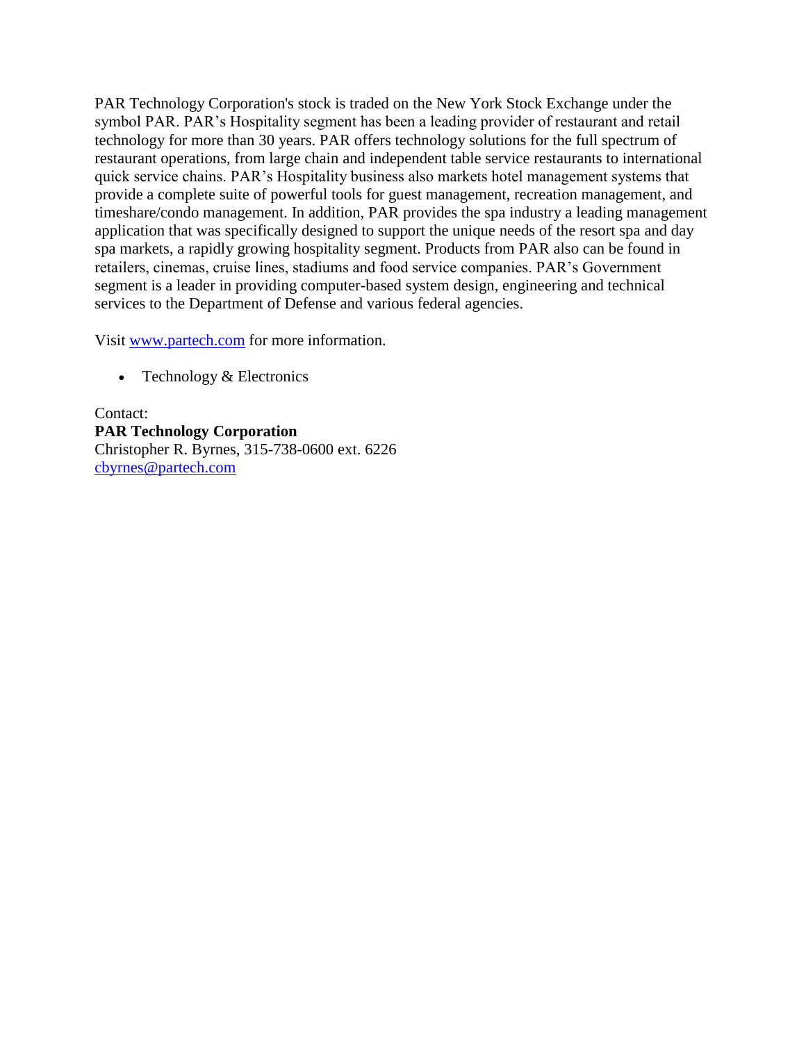PAR Technology Corporation's stock is traded on the New York Stock Exchange under the symbol PAR. PAR's Hospitality segment has been a leading provider of restaurant and retail technology for more than 30 years. PAR offers technology solutions for the full spectrum of restaurant operations, from large chain and independent table service restaurants to international quick service chains. PAR's Hospitality business also markets hotel management systems that provide a complete suite of powerful tools for guest management, recreation management, and timeshare/condo management. In addition, PAR provides the spa industry a leading management application that was specifically designed to support the unique needs of the resort spa and day spa markets, a rapidly growing hospitality segment. Products from PAR also can be found in retailers, cinemas, cruise lines, stadiums and food service companies. PAR's Government segment is a leader in providing computer-based system design, engineering and technical services to the Department of Defense and various federal agencies.

Visit [www.partech.com](http://www.partech.com) for more information.

- Technology & Electronics

Contact:
**PAR Technology Corporation**
Christopher R. Byrnes, 315-738-0600 ext. 6226
[cbyrnes@partech.com](mailto:cbyrnes@partech.com)